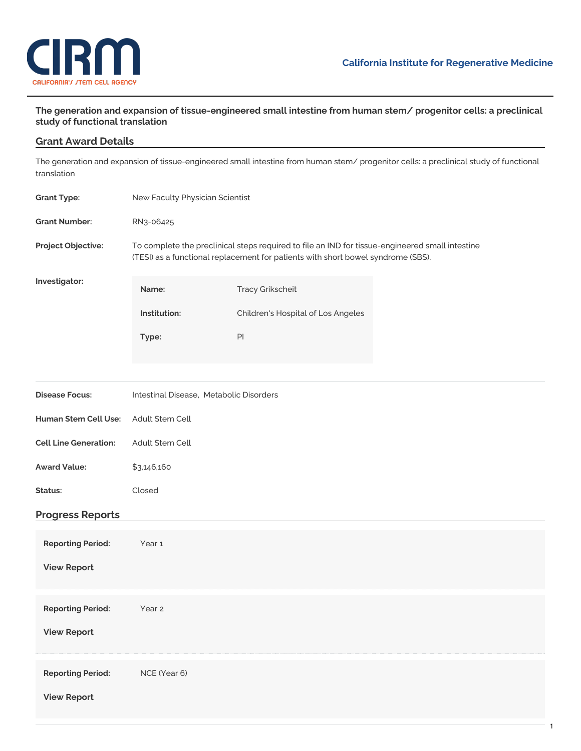# The generation and expansion of tissue-engineered small intestine from human stem/ progenitor cells: a preclinical study of functional translation

## Grant Award Details

The generation and expansion of tissue-engineered small intestine from human stem/ progenitor cells: a preclinical study of functional translation

**Grant Type:** New Faculty Physician Scientist

**Grant Number:** RN3-06425

**Project Objective:** To complete the preclinical steps required to file an IND for tissue-engineered small intestine (TESI) as a functional replacement for patients with short bowel syndrome (SBS).

**Investigator:**

| | |
|---|---|
| **Name:** | Tracy Grikscheit |
| **Institution:** | Children's Hospital of Los Angeles |
| **Type:** | PI |

**Disease Focus:** Intestinal Disease, Metabolic Disorders

**Human Stem Cell Use:** Adult Stem Cell

**Cell Line Generation:** Adult Stem Cell

**Award Value:** $3,146,160

**Status:** Closed

## Progress Reports

**Reporting Period:** Year 1

**View Report**

**Reporting Period:** Year 2

**View Report**

**Reporting Period:** NCE (Year 6)

**View Report**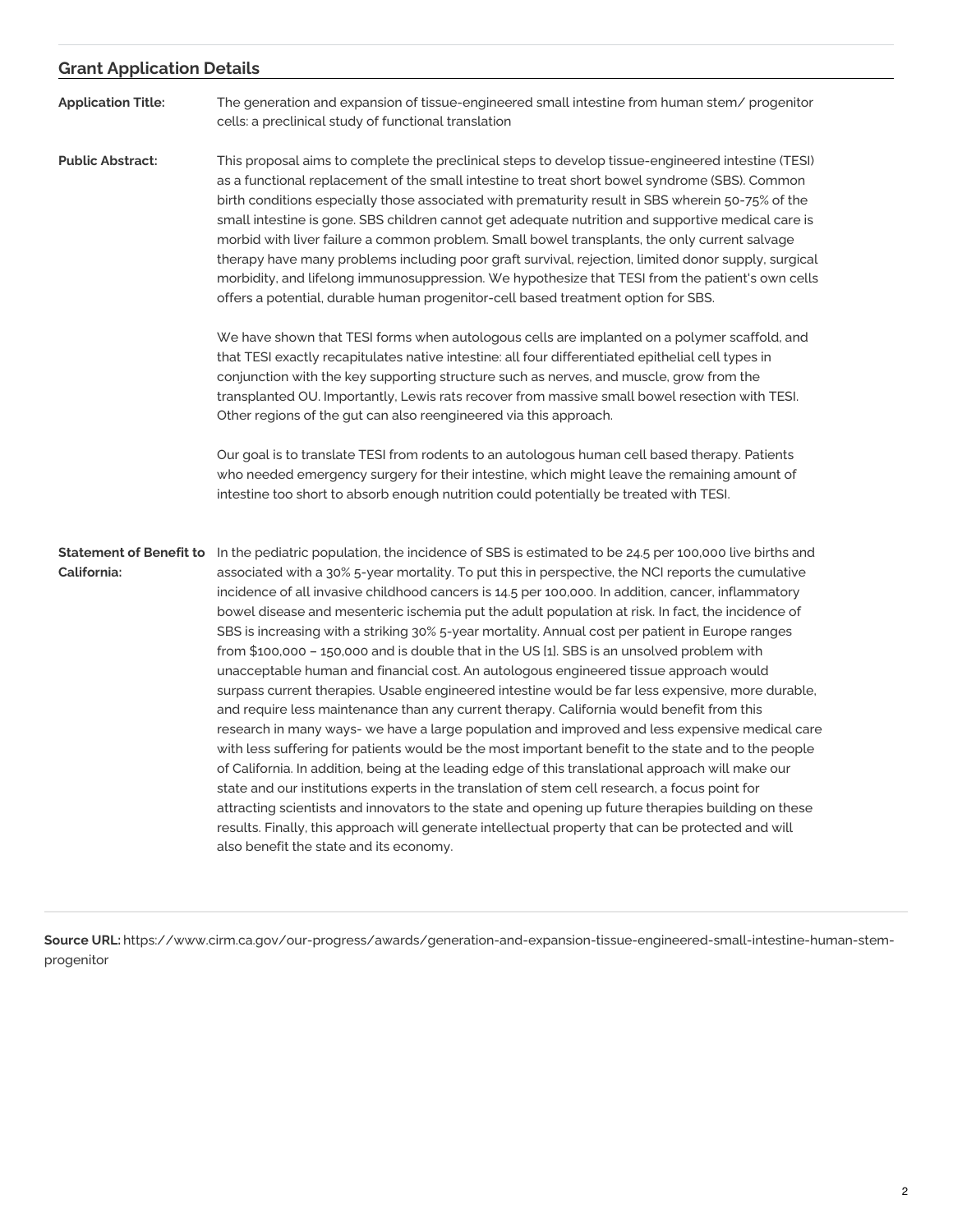## Grant Application Details

**Application Title:** The generation and expansion of tissue-engineered small intestine from human stem/ progenitor cells: a preclinical study of functional translation

**Public Abstract:** This proposal aims to complete the preclinical steps to develop tissue-engineered intestine (TESI) as a functional replacement of the small intestine to treat short bowel syndrome (SBS). Common birth conditions especially those associated with prematurity result in SBS wherein 50-75% of the small intestine is gone. SBS children cannot get adequate nutrition and supportive medical care is morbid with liver failure a common problem. Small bowel transplants, the only current salvage therapy have many problems including poor graft survival, rejection, limited donor supply, surgical morbidity, and lifelong immunosuppression. We hypothesize that TESI from the patient's own cells offers a potential, durable human progenitor-cell based treatment option for SBS.

We have shown that TESI forms when autologous cells are implanted on a polymer scaffold, and that TESI exactly recapitulates native intestine: all four differentiated epithelial cell types in conjunction with the key supporting structure such as nerves, and muscle, grow from the transplanted OU. Importantly, Lewis rats recover from massive small bowel resection with TESI. Other regions of the gut can also reengineered via this approach.

Our goal is to translate TESI from rodents to an autologous human cell based therapy. Patients who needed emergency surgery for their intestine, which might leave the remaining amount of intestine too short to absorb enough nutrition could potentially be treated with TESI.

**Statement of Benefit to California:** In the pediatric population, the incidence of SBS is estimated to be 24.5 per 100,000 live births and associated with a 30% 5-year mortality. To put this in perspective, the NCI reports the cumulative incidence of all invasive childhood cancers is 14.5 per 100,000. In addition, cancer, inflammatory bowel disease and mesenteric ischemia put the adult population at risk. In fact, the incidence of SBS is increasing with a striking 30% 5-year mortality. Annual cost per patient in Europe ranges from $100,000 – 150,000 and is double that in the US [1]. SBS is an unsolved problem with unacceptable human and financial cost. An autologous engineered tissue approach would surpass current therapies. Usable engineered intestine would be far less expensive, more durable, and require less maintenance than any current therapy. California would benefit from this research in many ways- we have a large population and improved and less expensive medical care with less suffering for patients would be the most important benefit to the state and to the people of California. In addition, being at the leading edge of this translational approach will make our state and our institutions experts in the translation of stem cell research, a focus point for attracting scientists and innovators to the state and opening up future therapies building on these results. Finally, this approach will generate intellectual property that can be protected and will also benefit the state and its economy.

**Source URL:** https://www.cirm.ca.gov/our-progress/awards/generation-and-expansion-tissue-engineered-small-intestine-human-stem-progenitor